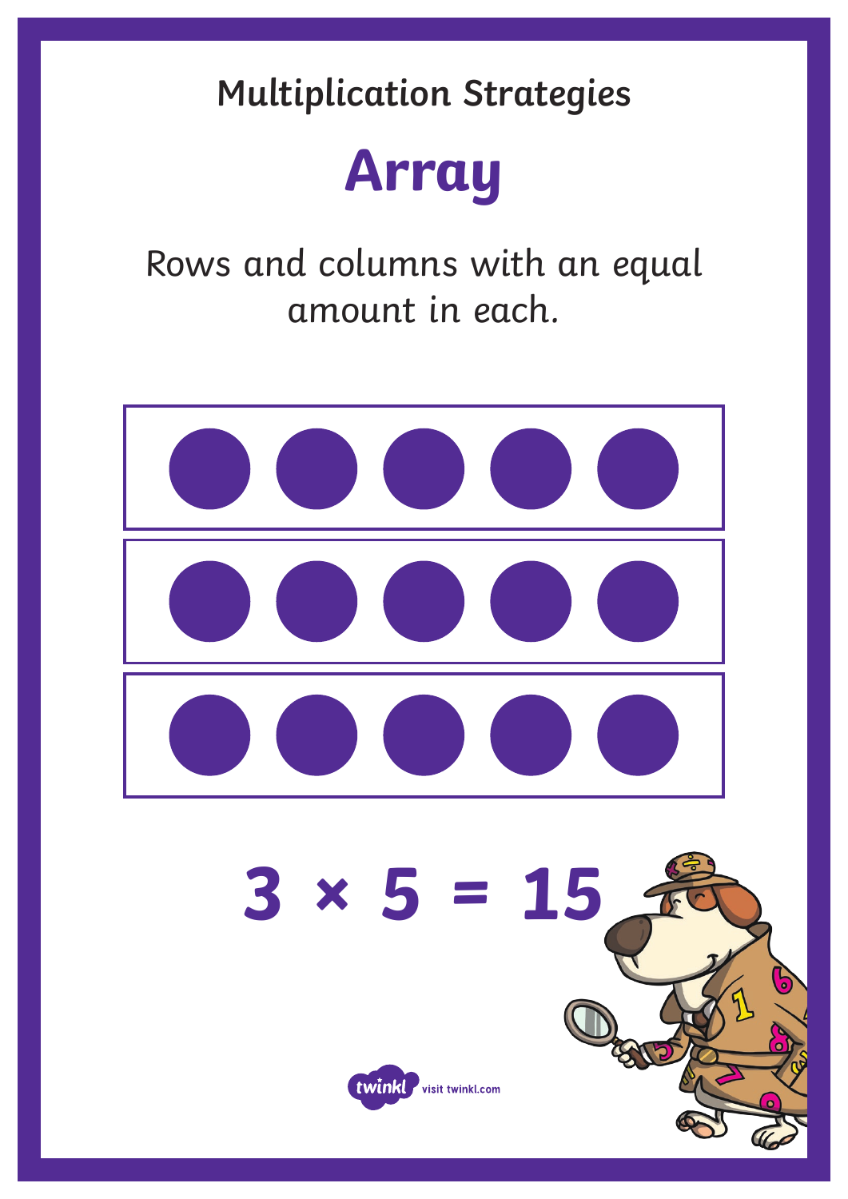## Multiplication Strategies

# Array

Rows and columns with an equal amount in each.

$$3 \times 5 = 15$$

visit twinkl.com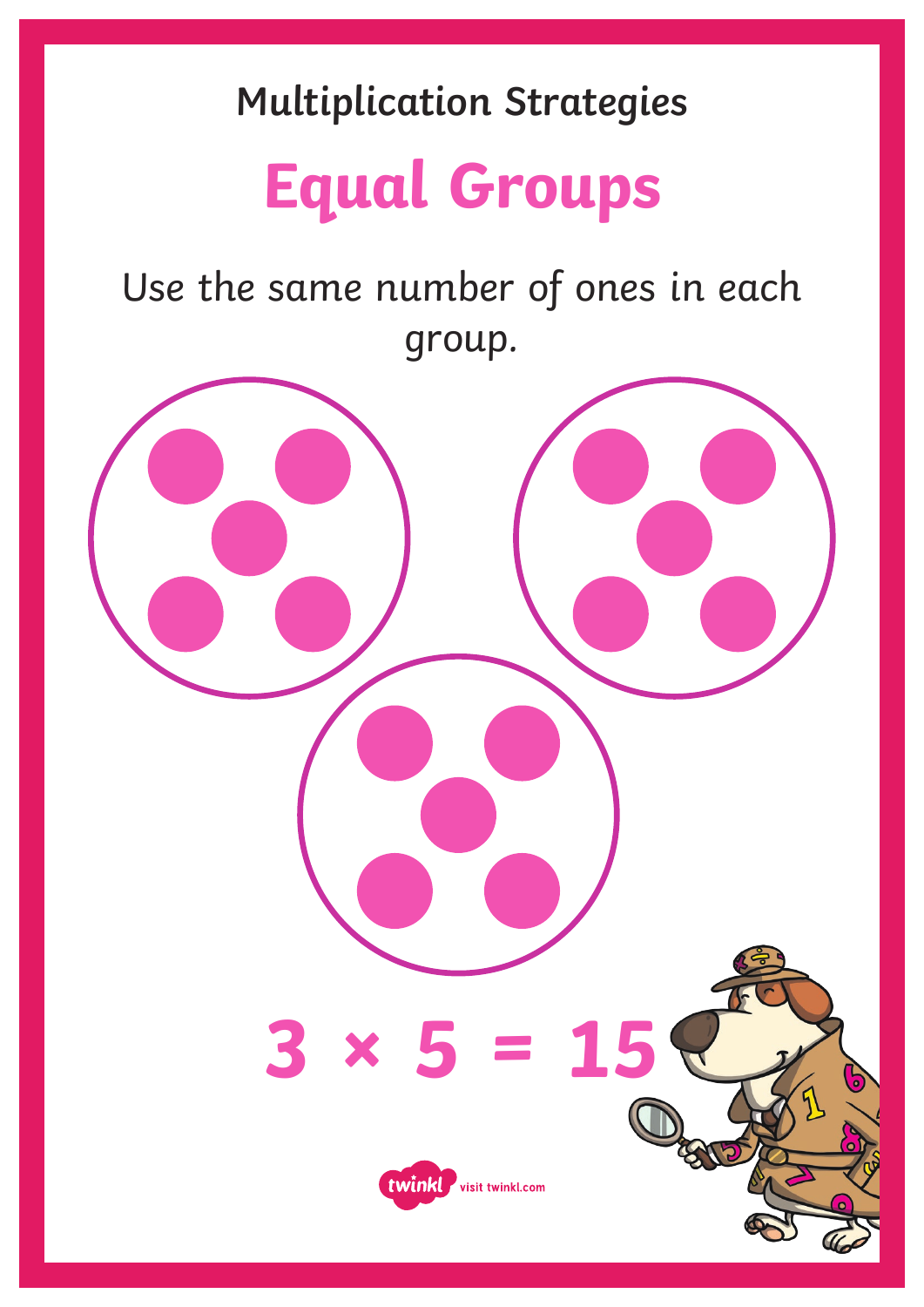Multiplication Strategies

# Equal Groups

Use the same number of ones in each group.

$$3 \times 5 = 15$$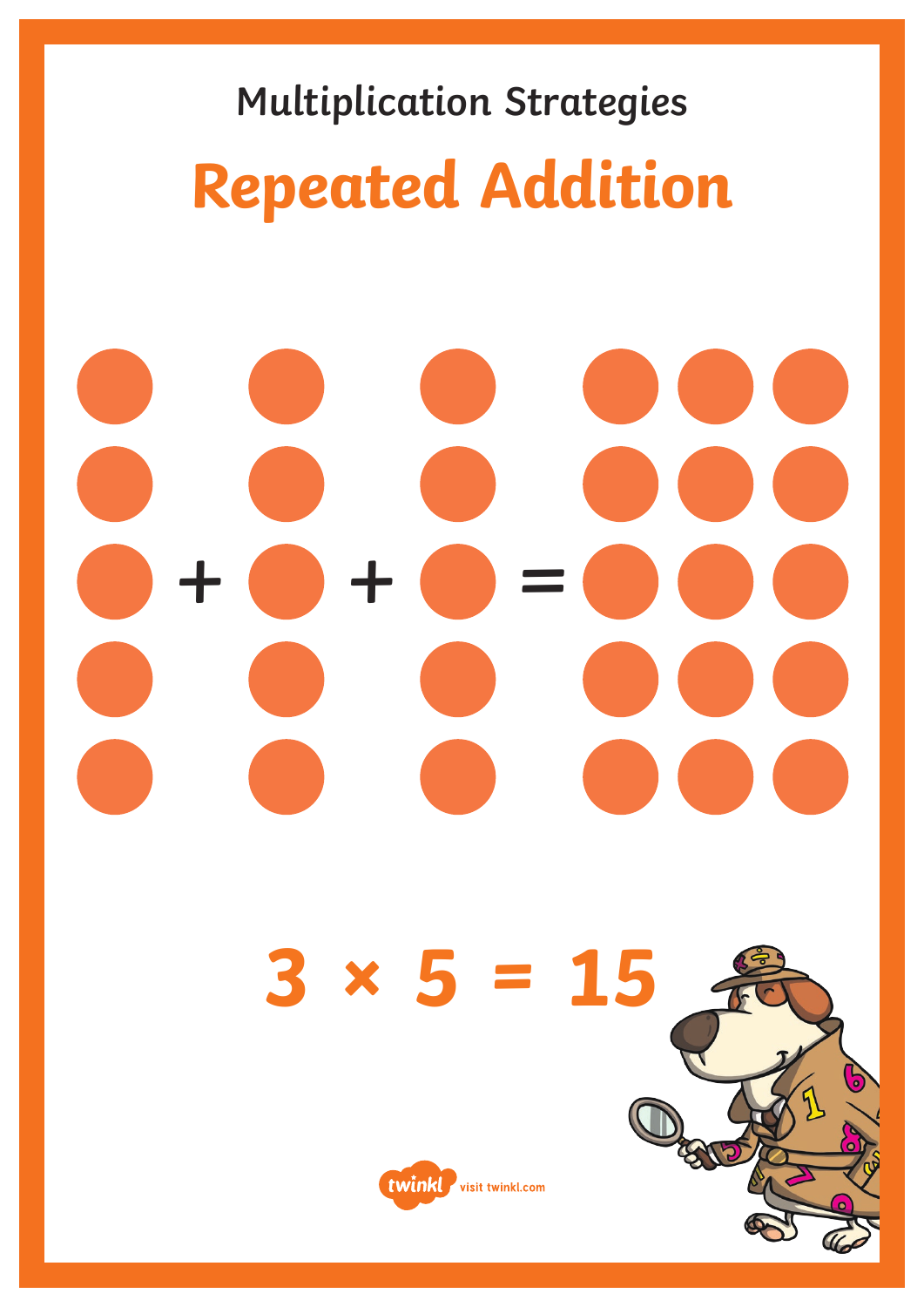Multiplication Strategies

# Repeated Addition

$$+ \quad + \quad =$$

$$3 \times 5 = 15$$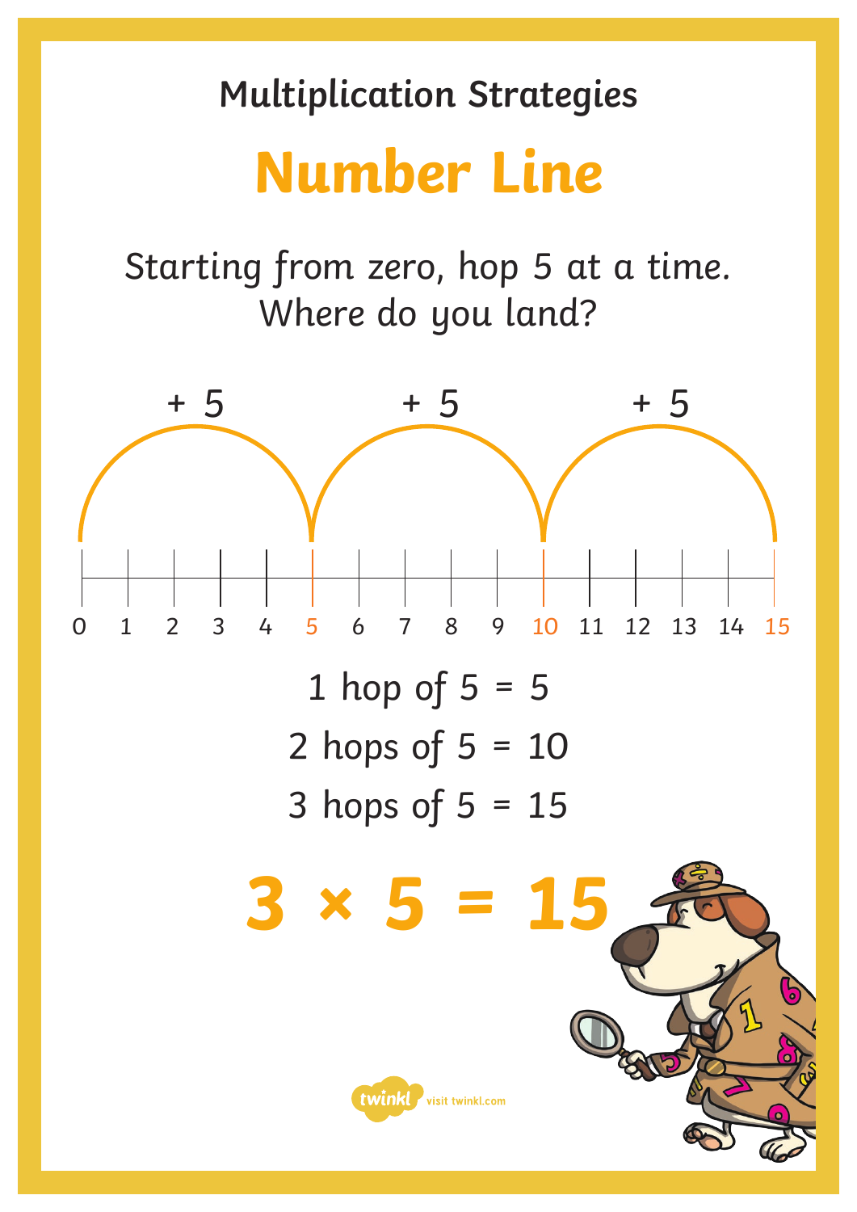Multiplication Strategies

# Number Line

Starting from zero, hop 5 at a time. Where do you land?

+ 5 + 5 + 5

0 1 2 3 4 5 6 7 8 9 10 11 12 13 14 15

1 hop of 5 = 5

2 hops of 5 = 10

3 hops of 5 = 15

**$3 \times 5 = 15$**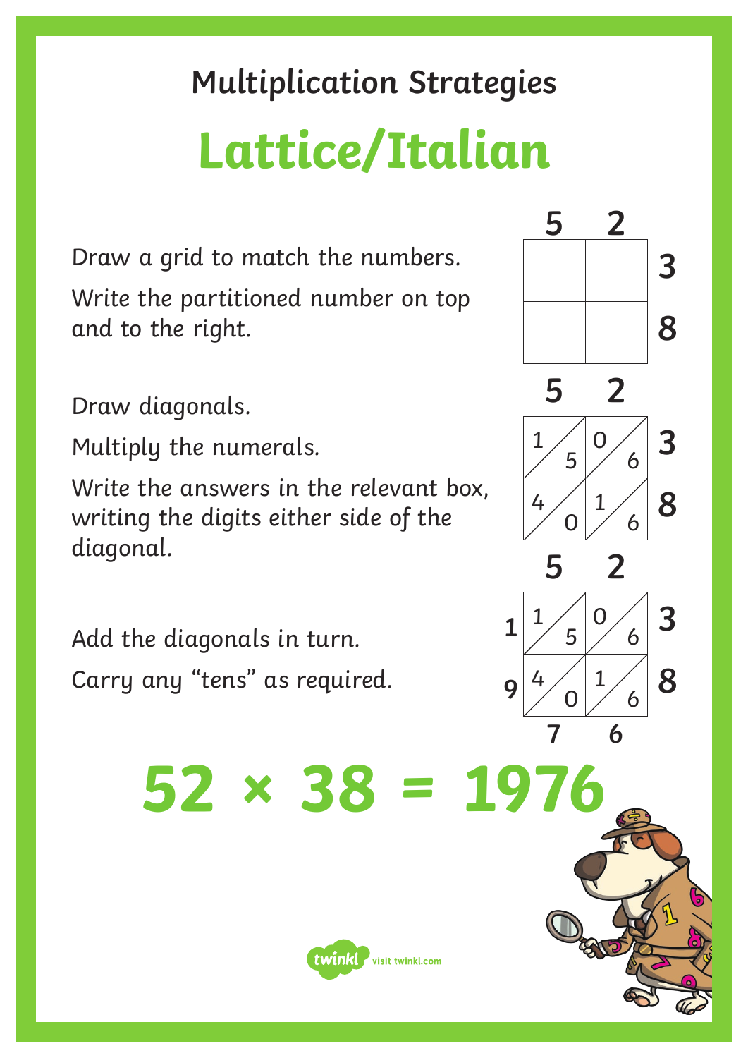## Multiplication Strategies

# Lattice/Italian

Draw a grid to match the numbers.

Write the partitioned number on top and to the right.

|   | 5 | 2 |   |
|---|---|---|---|
|   |   |   | 3 |
|   |   |   | 8 |

Draw diagonals.

Multiply the numerals.

Write the answers in the relevant box, writing the digits either side of the diagonal.

|   | 5 | 2 |   |
|---|---|---|---|
|   | 1 / 5 | 0 / 6 | 3 |
|   | 4 / 0 | 1 / 6 | 8 |

Add the diagonals in turn.

Carry any "tens" as required.

|   | 5 | 2 |   |
|---|---|---|---|
| 1 | 1 / 5 | 0 / 6 | 3 |
| 9 | 4 / 0 | 1 / 6 | 8 |
|   | 7 | 6 |   |

# $52 \times 38 = 1976$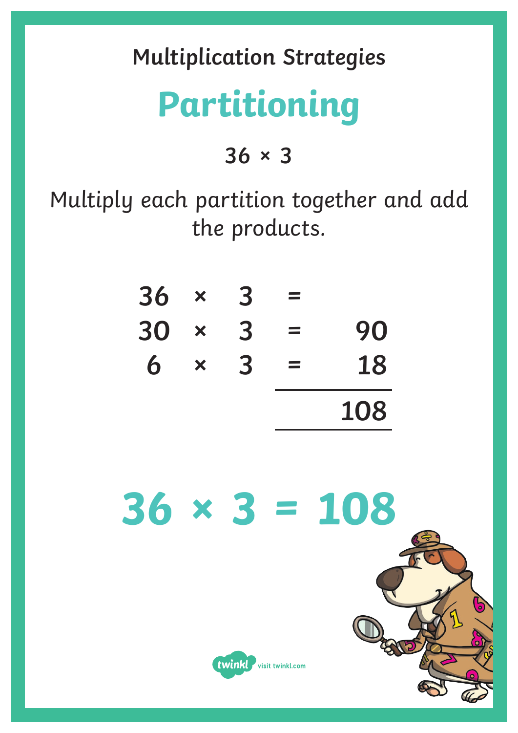## Multiplication Strategies

# Partitioning

**36 × 3**

Multiply each partition together and add the products.

$$
\begin{array}{rcrcr}
36 & \times & 3 & = & \\
30 & \times & 3 & = & 90 \\
6 & \times & 3 & = & 18 \\
\hline
 & & & & 108
\end{array}
$$

**36 × 3 = 108**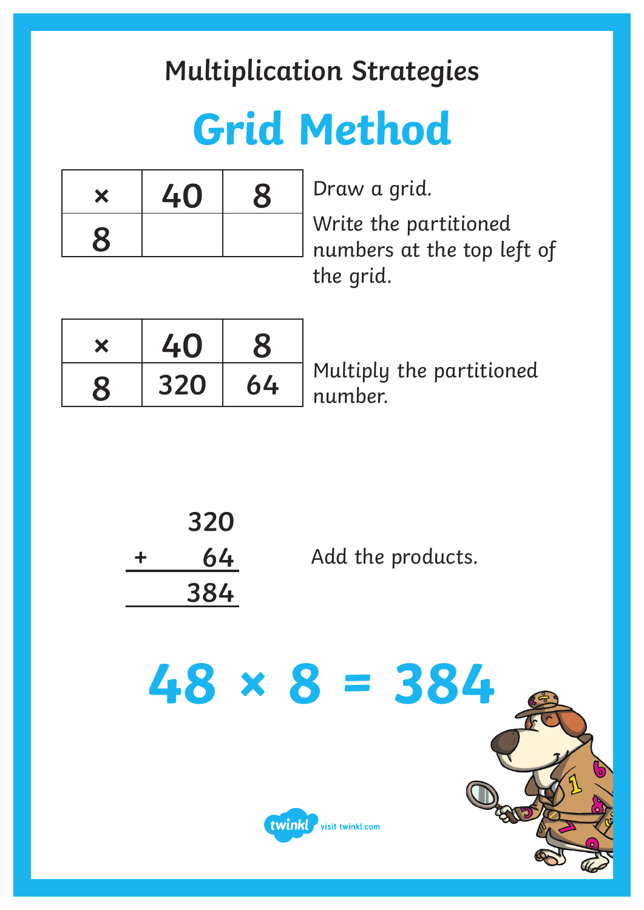## Multiplication Strategies

# Grid Method

| × | 40 | 8 |
|---|---|---|
| 8 | | |

Draw a grid.

Write the partitioned numbers at the top left of the grid.

| × | 40 | 8 |
|---|---|---|
| 8 | 320 | 64 |

Multiply the partitioned number.

$$
\begin{array}{r}
320 \\
+\quad 64 \\
\hline
384 \\
\hline
\end{array}
$$

Add the products.

**48 × 8 = 384**

visit twinkl.com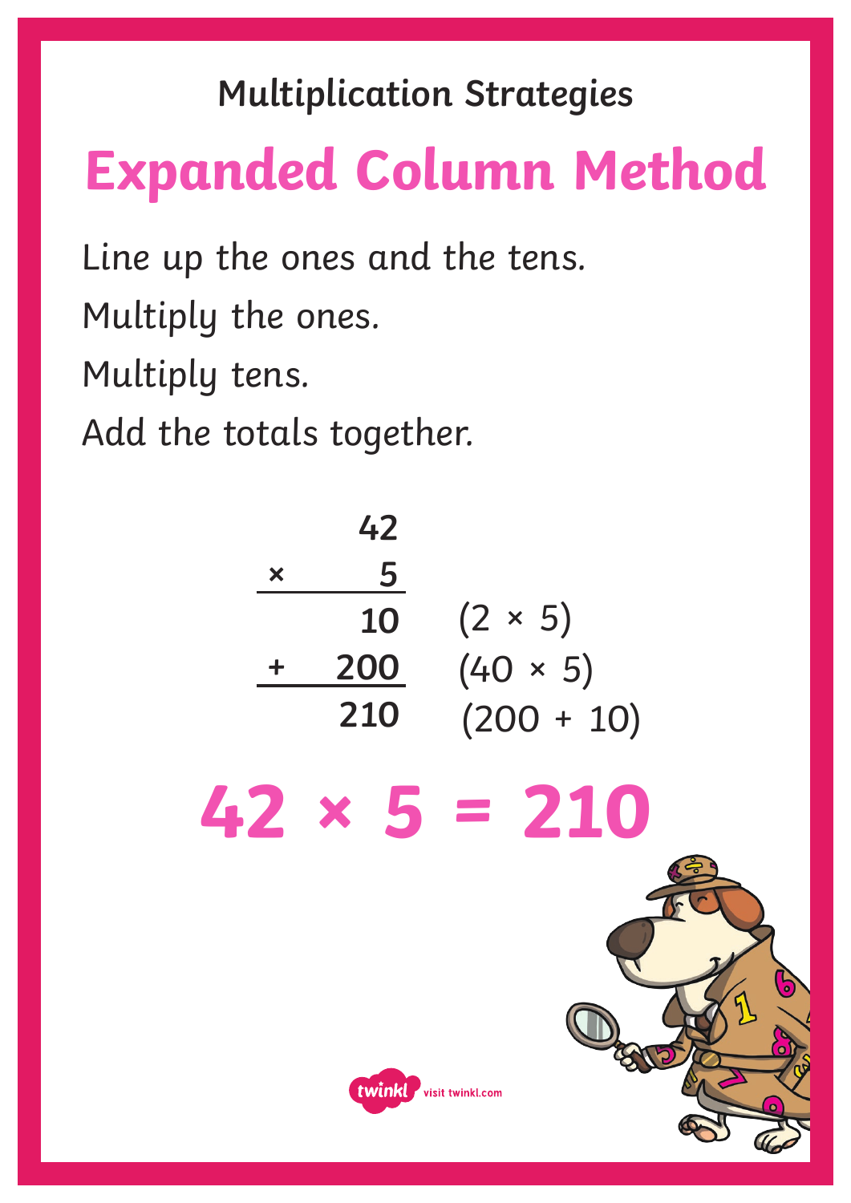## Multiplication Strategies

# Expanded Column Method

Line up the ones and the tens.

Multiply the ones.

Multiply tens.

Add the totals together.

$$
\begin{array}{rrl}
 & 42 & \\
\times & 5 & \\
\hline
 & 10 & (2 \times 5) \\
+ & 200 & (40 \times 5) \\
\hline
 & 210 & (200 + 10)
\end{array}
$$

$$42 \times 5 = 210$$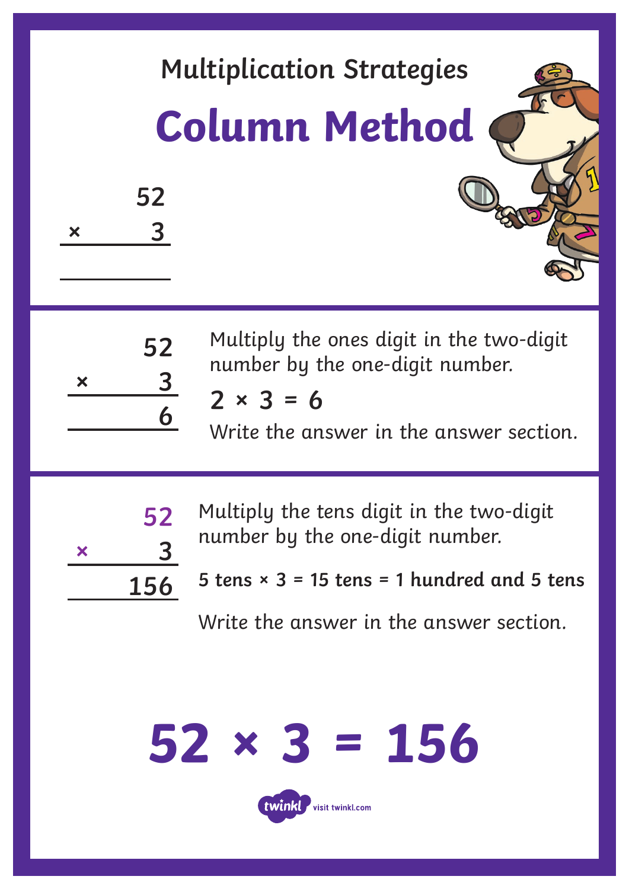## Multiplication Strategies

# Column Method

```
   52
×   3
-----

-----
```

```
   52
×   3
-----
    6
-----
```

Multiply the ones digit in the two-digit number by the one-digit number.

**2 × 3 = 6**

Write the answer in the answer section.

```
   52
×   3
-----
  156
-----
```

Multiply the tens digit in the two-digit number by the one-digit number.

**5 tens × 3 = 15 tens = 1 hundred and 5 tens**

Write the answer in the answer section.

# 52 × 3 = 156

visit twinkl.com